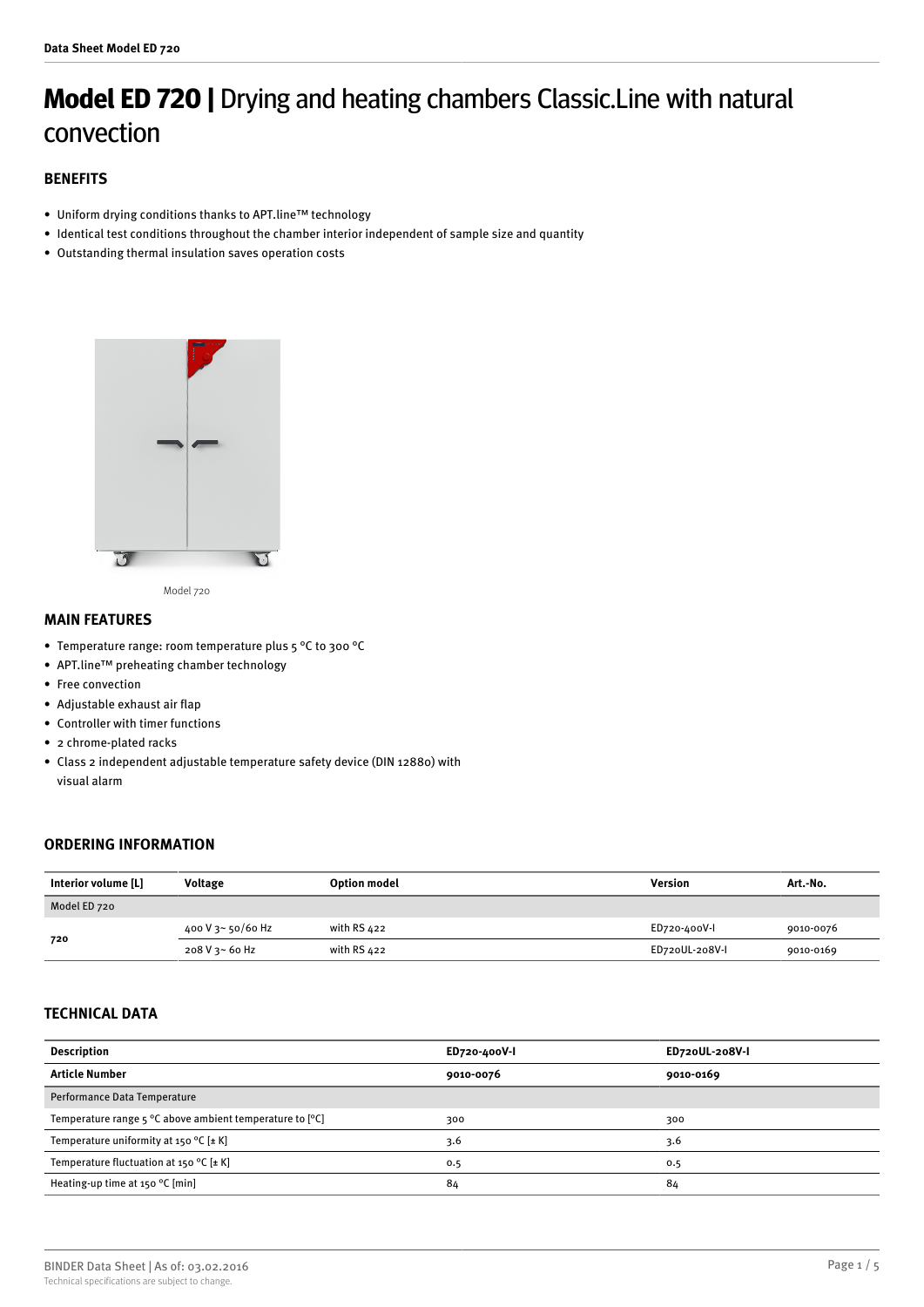# Model ED 720 | Drying and heating chambers Classic.Line with natural convection

## BENEFITS

- Uniform drying conditions thanks to APT.line™ technology
- Identical test conditions throughout the chamber interior independent of sample size and quantity
- Outstanding thermal insulation saves operation costs

Model 720

## MAIN FEATURES

- Temperature range: room temperature plus 5 °C to 300 °C
- APT.line™ preheating chamber technology
- Free convection
- Adjustable exhaust air flap
- Controller with timer functions
- 2 chrome-plated racks
- Class 2 independent adjustable temperature safety device (DIN 12880) with visual alarm

## ORDERING INFORMATION

| Interior volume [L] | Voltage | Option model | Version | Art.-No. |
|---|---|---|---|---|
| Model ED 720 | | | | |
| 720 | 400 V 3~ 50/60 Hz | with RS 422 | ED720-400V-I | 9010-0076 |
| | 208 V 3~ 60 Hz | with RS 422 | ED720UL-208V-I | 9010-0169 |

## TECHNICAL DATA

| Description | ED720-400V-I | ED720UL-208V-I |
|---|---|---|
| **Article Number** | **9010-0076** | **9010-0169** |
| Performance Data Temperature | | |
| Temperature range 5 °C above ambient temperature to [°C] | 300 | 300 |
| Temperature uniformity at 150 °C [± K] | 3.6 | 3.6 |
| Temperature fluctuation at 150 °C [± K] | 0.5 | 0.5 |
| Heating-up time at 150 °C [min] | 84 | 84 |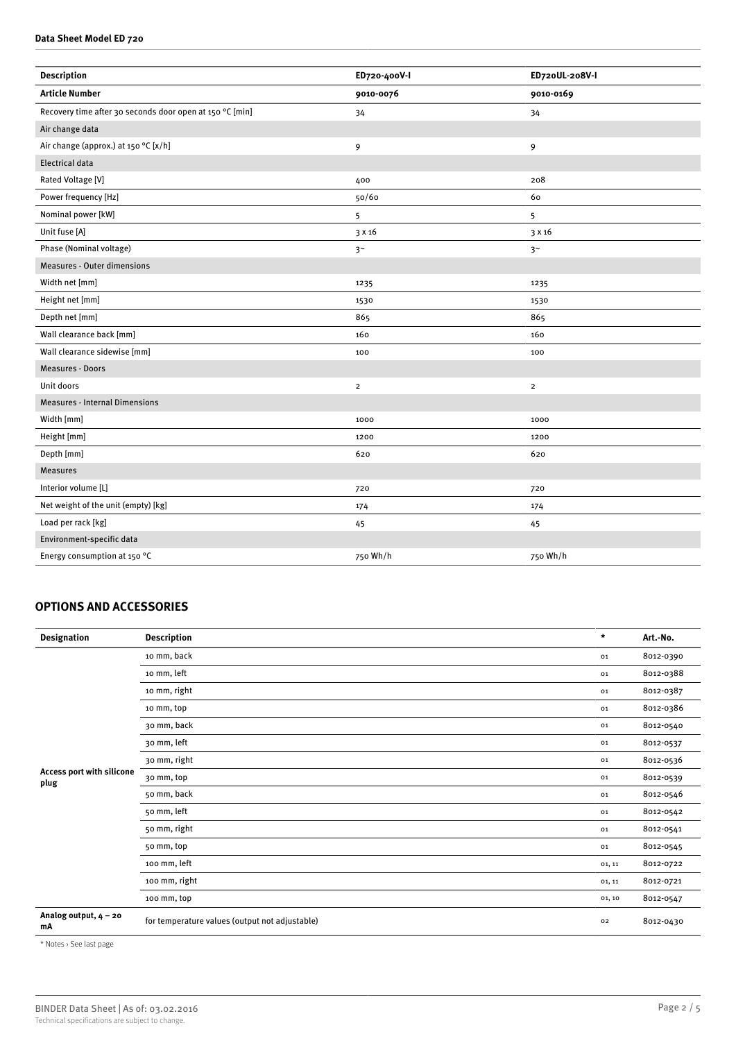| Description | ED720-400V-I | ED720UL-208V-I |
| --- | --- | --- |
| **Article Number** | **9010-0076** | **9010-0169** |
| Recovery time after 30 seconds door open at 150 °C [min] | 34 | 34 |
| Air change data | | |
| Air change (approx.) at 150 °C [x/h] | 9 | 9 |
| Electrical data | | |
| Rated Voltage [V] | 400 | 208 |
| Power frequency [Hz] | 50/60 | 60 |
| Nominal power [kW] | 5 | 5 |
| Unit fuse [A] | 3 x 16 | 3 x 16 |
| Phase (Nominal voltage) | 3~ | 3~ |
| Measures - Outer dimensions | | |
| Width net [mm] | 1235 | 1235 |
| Height net [mm] | 1530 | 1530 |
| Depth net [mm] | 865 | 865 |
| Wall clearance back [mm] | 160 | 160 |
| Wall clearance sidewise [mm] | 100 | 100 |
| Measures - Doors | | |
| Unit doors | 2 | 2 |
| Measures - Internal Dimensions | | |
| Width [mm] | 1000 | 1000 |
| Height [mm] | 1200 | 1200 |
| Depth [mm] | 620 | 620 |
| Measures | | |
| Interior volume [L] | 720 | 720 |
| Net weight of the unit (empty) [kg] | 174 | 174 |
| Load per rack [kg] | 45 | 45 |
| Environment-specific data | | |
| Energy consumption at 150 °C | 750 Wh/h | 750 Wh/h |

## OPTIONS AND ACCESSORIES

| Designation | Description | * | Art.-No. |
| --- | --- | --- | --- |
| Access port with silicone plug | 10 mm, back | 01 | 8012-0390 |
| | 10 mm, left | 01 | 8012-0388 |
| | 10 mm, right | 01 | 8012-0387 |
| | 10 mm, top | 01 | 8012-0386 |
| | 30 mm, back | 01 | 8012-0540 |
| | 30 mm, left | 01 | 8012-0537 |
| | 30 mm, right | 01 | 8012-0536 |
| | 30 mm, top | 01 | 8012-0539 |
| | 50 mm, back | 01 | 8012-0546 |
| | 50 mm, left | 01 | 8012-0542 |
| | 50 mm, right | 01 | 8012-0541 |
| | 50 mm, top | 01 | 8012-0545 |
| | 100 mm, left | 01, 11 | 8012-0722 |
| | 100 mm, right | 01, 11 | 8012-0721 |
| | 100 mm, top | 01, 10 | 8012-0547 |
| Analog output, 4 – 20 mA | for temperature values (output not adjustable) | 02 | 8012-0430 |

* Notes › See last page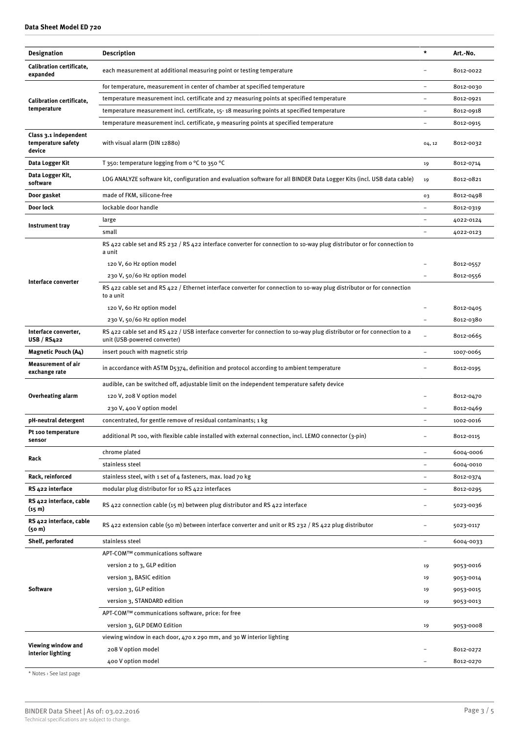**Data Sheet Model ED 720**

| Designation | Description | * | Art.-No. |
|---|---|---|---|
| Calibration certificate, expanded | each measurement at additional measuring point or testing temperature | – | 8012-0022 |
| Calibration certificate, temperature | for temperature, measurement in center of chamber at specified temperature | – | 8012-0030 |
| | temperature measurement incl. certificate and 27 measuring points at specified temperature | – | 8012-0921 |
| | temperature measurement incl. certificate, 15- 18 measuring points at specified temperature | – | 8012-0918 |
| | temperature measurement incl. certificate, 9 measuring points at specified temperature | – | 8012-0915 |
| Class 3.1 independent temperature safety device | with visual alarm (DIN 12880) | 04, 12 | 8012-0032 |
| Data Logger Kit | T 350: temperature logging from 0 °C to 350 °C | 19 | 8012-0714 |
| Data Logger Kit, software | LOG ANALYZE software kit, configuration and evaluation software for all BINDER Data Logger Kits (incl. USB data cable) | 19 | 8012-0821 |
| Door gasket | made of FKM, silicone-free | 03 | 8012-0498 |
| Door lock | lockable door handle | – | 8012-0319 |
| Instrument tray | large | – | 4022-0124 |
| | small | – | 4022-0123 |
| Interface converter | RS 422 cable set and RS 232 / RS 422 interface converter for connection to 10-way plug distributor or for connection to a unit | | |
| | 120 V, 60 Hz option model | – | 8012-0557 |
| | 230 V, 50/60 Hz option model | – | 8012-0556 |
| | RS 422 cable set and RS 422 / Ethernet interface converter for connection to 10-way plug distributor or for connection to a unit | | |
| | 120 V, 60 Hz option model | – | 8012-0405 |
| | 230 V, 50/60 Hz option model | – | 8012-0380 |
| Interface converter, USB / RS422 | RS 422 cable set and RS 422 / USB interface converter for connection to 10-way plug distributor or for connection to a unit (USB-powered converter) | – | 8012-0665 |
| Magnetic Pouch (A4) | insert pouch with magnetic strip | – | 1007-0065 |
| Measurement of air exchange rate | in accordance with ASTM D5374, definition and protocol according to ambient temperature | – | 8012-0195 |
| Overheating alarm | audible, can be switched off, adjustable limit on the independent temperature safety device | | |
| | 120 V, 208 V option model | – | 8012-0470 |
| | 230 V, 400 V option model | – | 8012-0469 |
| pH-neutral detergent | concentrated, for gentle remove of residual contaminants; 1 kg | – | 1002-0016 |
| Pt 100 temperature sensor | additional Pt 100, with flexible cable installed with external connection, incl. LEMO connector (3-pin) | – | 8012-0115 |
| Rack | chrome plated | – | 6004-0006 |
| | stainless steel | – | 6004-0010 |
| Rack, reinforced | stainless steel, with 1 set of 4 fasteners, max. load 70 kg | – | 8012-0374 |
| RS 422 interface | modular plug distributor for 10 RS 422 interfaces | – | 8012-0295 |
| RS 422 interface, cable (15 m) | RS 422 connection cable (15 m) between plug distributor and RS 422 interface | – | 5023-0036 |
| RS 422 interface, cable (50 m) | RS 422 extension cable (50 m) between interface converter and unit or RS 232 / RS 422 plug distributor | – | 5023-0117 |
| Shelf, perforated | stainless steel | – | 6004-0033 |
| Software | APT-COM™ communications software | | |
| | version 2 to 3, GLP edition | 19 | 9053-0016 |
| | version 3, BASIC edition | 19 | 9053-0014 |
| | version 3, GLP edition | 19 | 9053-0015 |
| | version 3, STANDARD edition | 19 | 9053-0013 |
| | APT-COM™ communications software, price: for free | | |
| | version 3, GLP DEMO Edition | 19 | 9053-0008 |
| Viewing window and interior lighting | viewing window in each door, 470 x 290 mm, and 30 W interior lighting | | |
| | 208 V option model | – | 8012-0272 |
| | 400 V option model | – | 8012-0270 |

* Notes › See last page

BINDER Data Sheet | As of: 03.02.2016
Technical specifications are subject to change.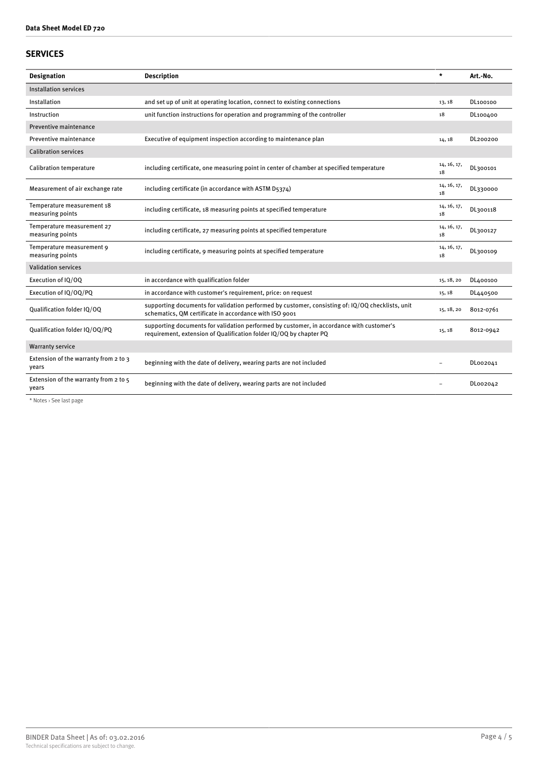## SERVICES

| Designation | Description | * | Art.-No. |
|---|---|---|---|
| Installation services | | | |
| Installation | and set up of unit at operating location, connect to existing connections | 13, 18 | DL100100 |
| Instruction | unit function instructions for operation and programming of the controller | 18 | DL100400 |
| Preventive maintenance | | | |
| Preventive maintenance | Executive of equipment inspection according to maintenance plan | 14, 18 | DL200200 |
| Calibration services | | | |
| Calibration temperature | including certificate, one measuring point in center of chamber at specified temperature | 14, 16, 17, 18 | DL300101 |
| Measurement of air exchange rate | including certificate (in accordance with ASTM D5374) | 14, 16, 17, 18 | DL330000 |
| Temperature measurement 18 measuring points | including certificate, 18 measuring points at specified temperature | 14, 16, 17, 18 | DL300118 |
| Temperature measurement 27 measuring points | including certificate, 27 measuring points at specified temperature | 14, 16, 17, 18 | DL300127 |
| Temperature measurement 9 measuring points | including certificate, 9 measuring points at specified temperature | 14, 16, 17, 18 | DL300109 |
| Validation services | | | |
| Execution of IQ/OQ | in accordance with qualification folder | 15, 18, 20 | DL400100 |
| Execution of IQ/OQ/PQ | in accordance with customer's requirement, price: on request | 15, 18 | DL440500 |
| Qualification folder IQ/OQ | supporting documents for validation performed by customer, consisting of: IQ/OQ checklists, unit schematics, QM certificate in accordance with ISO 9001 | 15, 18, 20 | 8012-0761 |
| Qualification folder IQ/OQ/PQ | supporting documents for validation performed by customer, in accordance with customer's requirement, extension of Qualification folder IQ/OQ by chapter PQ | 15, 18 | 8012-0942 |
| Warranty service | | | |
| Extension of the warranty from 2 to 3 years | beginning with the date of delivery, wearing parts are not included | – | DL002041 |
| Extension of the warranty from 2 to 5 years | beginning with the date of delivery, wearing parts are not included | – | DL002042 |

* Notes › See last page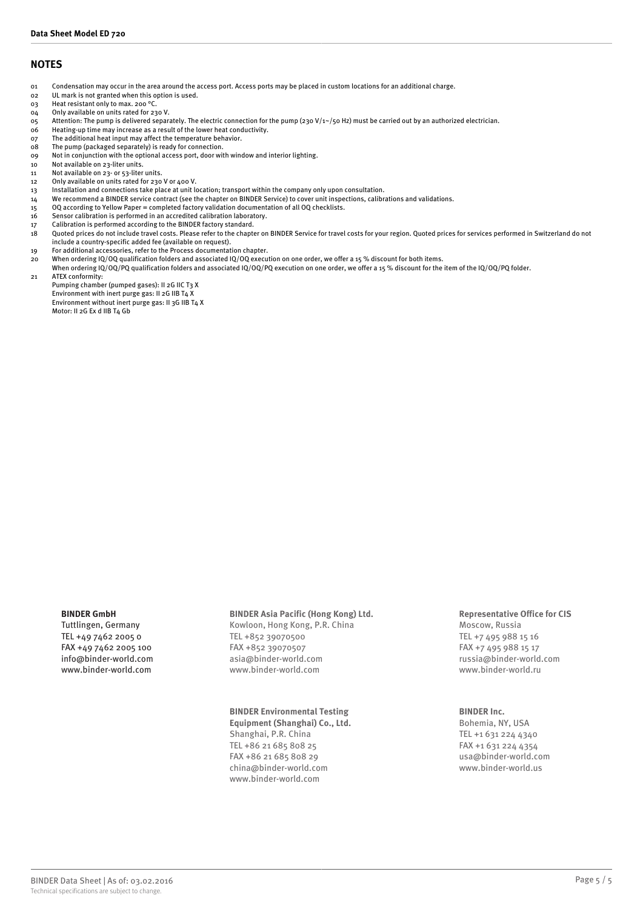## NOTES

01 Condensation may occur in the area around the access port. Access ports may be placed in custom locations for an additional charge.
02 UL mark is not granted when this option is used.
03 Heat resistant only to max. 200 °C.
04 Only available on units rated for 230 V.
05 Attention: The pump is delivered separately. The electric connection for the pump (230 V/1~/50 Hz) must be carried out by an authorized electrician.
06 Heating-up time may increase as a result of the lower heat conductivity.
07 The additional heat input may affect the temperature behavior.
08 The pump (packaged separately) is ready for connection.
09 Not in conjunction with the optional access port, door with window and interior lighting.
10 Not available on 23-liter units.
11 Not available on 23- or 53-liter units.
12 Only available on units rated for 230 V or 400 V.
13 Installation and connections take place at unit location; transport within the company only upon consultation.
14 We recommend a BINDER service contract (see the chapter on BINDER Service) to cover unit inspections, calibrations and validations.
15 OQ according to Yellow Paper = completed factory validation documentation of all OQ checklists.
16 Sensor calibration is performed in an accredited calibration laboratory.
17 Calibration is performed according to the BINDER factory standard.
18 Quoted prices do not include travel costs. Please refer to the chapter on BINDER Service for travel costs for your region. Quoted prices for services performed in Switzerland do not include a country-specific added fee (available on request).
19 For additional accessories, refer to the Process documentation chapter.
20 When ordering IQ/OQ qualification folders and associated IQ/OQ execution on one order, we offer a 15 % discount for both items.
When ordering IQ/OQ/PQ qualification folders and associated IQ/OQ/PQ execution on one order, we offer a 15 % discount for the item of the IQ/OQ/PQ folder.
21 ATEX conformity:
Pumping chamber (pumped gases): II 2G IIC T3 X
Environment with inert purge gas: II 2G IIB T4 X
Environment without inert purge gas: II 3G IIB T4 X
Motor: II 2G Ex d IIB T4 Gb

**BINDER GmbH**
Tuttlingen, Germany
TEL +49 7462 2005 0
FAX +49 7462 2005 100
info@binder-world.com
www.binder-world.com

**BINDER Asia Pacific (Hong Kong) Ltd.**
Kowloon, Hong Kong, P.R. China
TEL +852 39070500
FAX +852 39070507
asia@binder-world.com
www.binder-world.com

**BINDER Environmental Testing Equipment (Shanghai) Co., Ltd.**
Shanghai, P.R. China
TEL +86 21 685 808 25
FAX +86 21 685 808 29
china@binder-world.com
www.binder-world.com

**Representative Office for CIS**
Moscow, Russia
TEL +7 495 988 15 16
FAX +7 495 988 15 17
russia@binder-world.com
www.binder-world.ru

**BINDER Inc.**
Bohemia, NY, USA
TEL +1 631 224 4340
FAX +1 631 224 4354
usa@binder-world.com
www.binder-world.us

BINDER Data Sheet | As of: 03.02.2016
Technical specifications are subject to change.